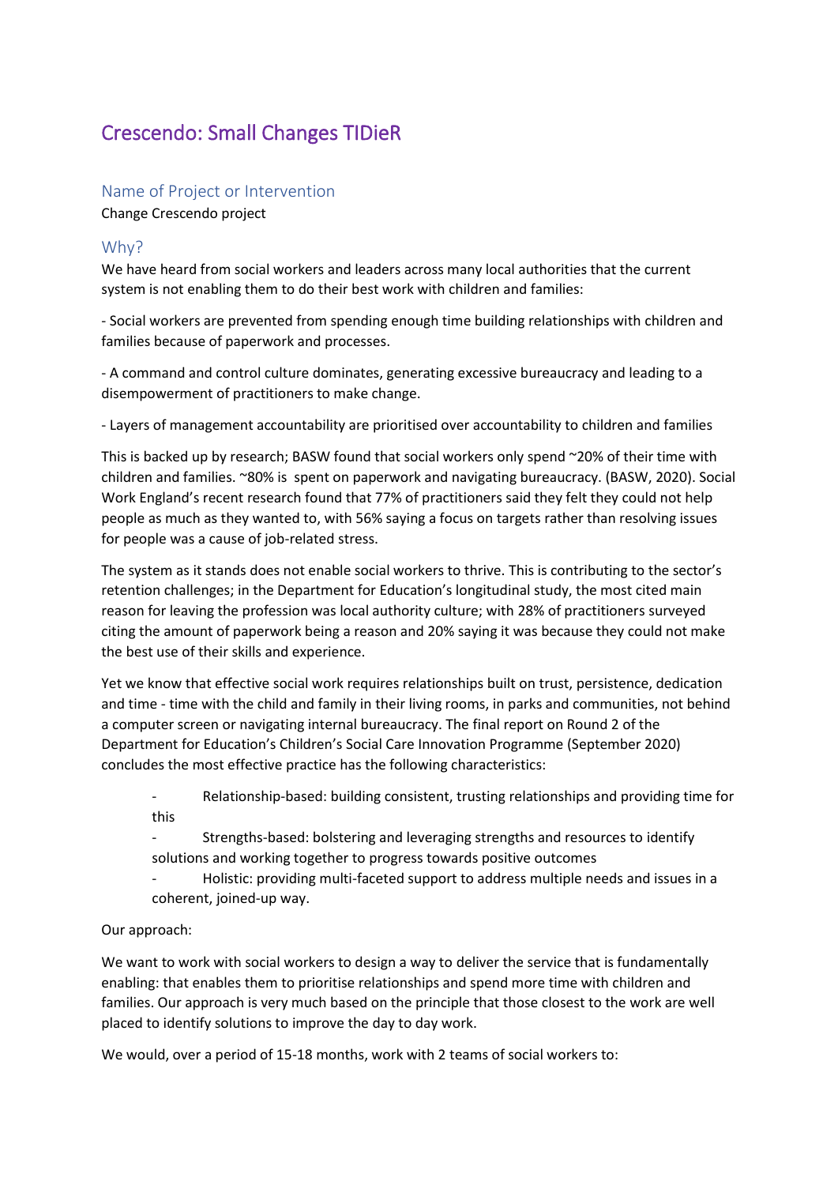# Crescendo: Small Changes TIDieR

## Name of Project or Intervention

Change Crescendo project

## Why?

We have heard from social workers and leaders across many local authorities that the current system is not enabling them to do their best work with children and families:

- Social workers are prevented from spending enough time building relationships with children and families because of paperwork and processes.

- A command and control culture dominates, generating excessive bureaucracy and leading to a disempowerment of practitioners to make change.

- Layers of management accountability are prioritised over accountability to children and families

This is backed up by research; BASW found that social workers only spend ~20% of their time with children and families. ~80% is spent on paperwork and navigating bureaucracy. (BASW, 2020). Social Work England's recent research found that 77% of practitioners said they felt they could not help people as much as they wanted to, with 56% saying a focus on targets rather than resolving issues for people was a cause of job-related stress.

The system as it stands does not enable social workers to thrive. This is contributing to the sector's retention challenges; in the Department for Education's longitudinal study, the most cited main reason for leaving the profession was local authority culture; with 28% of practitioners surveyed citing the amount of paperwork being a reason and 20% saying it was because they could not make the best use of their skills and experience.

Yet we know that effective social work requires relationships built on trust, persistence, dedication and time - time with the child and family in their living rooms, in parks and communities, not behind a computer screen or navigating internal bureaucracy. The final report on Round 2 of the Department for Education's Children's Social Care Innovation Programme (September 2020) concludes the most effective practice has the following characteristics:

- Relationship-based: building consistent, trusting relationships and providing time for this
- Strengths-based: bolstering and leveraging strengths and resources to identify solutions and working together to progress towards positive outcomes
- Holistic: providing multi-faceted support to address multiple needs and issues in a coherent, joined-up way.

Our approach:

We want to work with social workers to design a way to deliver the service that is fundamentally enabling: that enables them to prioritise relationships and spend more time with children and families. Our approach is very much based on the principle that those closest to the work are well placed to identify solutions to improve the day to day work.

We would, over a period of 15-18 months, work with 2 teams of social workers to: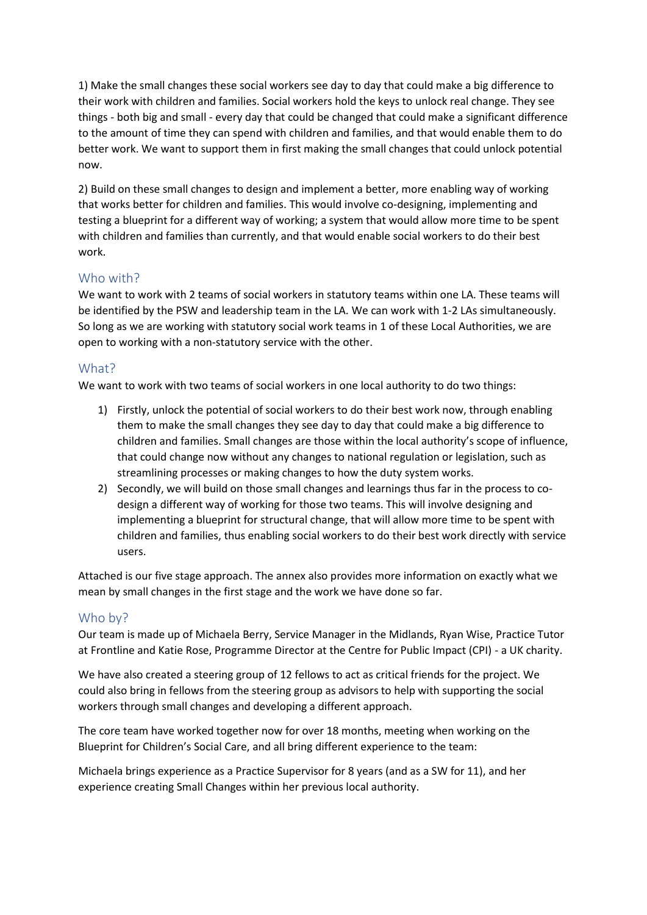1) Make the small changes these social workers see day to day that could make a big difference to their work with children and families. Social workers hold the keys to unlock real change. They see things - both big and small - every day that could be changed that could make a significant difference to the amount of time they can spend with children and families, and that would enable them to do better work. We want to support them in first making the small changes that could unlock potential now.

2) Build on these small changes to design and implement a better, more enabling way of working that works better for children and families. This would involve co-designing, implementing and testing a blueprint for a different way of working; a system that would allow more time to be spent with children and families than currently, and that would enable social workers to do their best work.

## Who with?

We want to work with 2 teams of social workers in statutory teams within one LA. These teams will be identified by the PSW and leadership team in the LA. We can work with 1-2 LAs simultaneously. So long as we are working with statutory social work teams in 1 of these Local Authorities, we are open to working with a non-statutory service with the other.

## What?

We want to work with two teams of social workers in one local authority to do two things:

1) Firstly, unlock the potential of social workers to do their best work now, through enabling them to make the small changes they see day to day that could make a big difference to children and families. Small changes are those within the local authority's scope of influence, that could change now without any changes to national regulation or legislation, such as streamlining processes or making changes to how the duty system works.
2) Secondly, we will build on those small changes and learnings thus far in the process to co-design a different way of working for those two teams. This will involve designing and implementing a blueprint for structural change, that will allow more time to be spent with children and families, thus enabling social workers to do their best work directly with service users.

Attached is our five stage approach. The annex also provides more information on exactly what we mean by small changes in the first stage and the work we have done so far.

## Who by?

Our team is made up of Michaela Berry, Service Manager in the Midlands, Ryan Wise, Practice Tutor at Frontline and Katie Rose, Programme Director at the Centre for Public Impact (CPI) - a UK charity.

We have also created a steering group of 12 fellows to act as critical friends for the project. We could also bring in fellows from the steering group as advisors to help with supporting the social workers through small changes and developing a different approach.

The core team have worked together now for over 18 months, meeting when working on the Blueprint for Children's Social Care, and all bring different experience to the team:

Michaela brings experience as a Practice Supervisor for 8 years (and as a SW for 11), and her experience creating Small Changes within her previous local authority.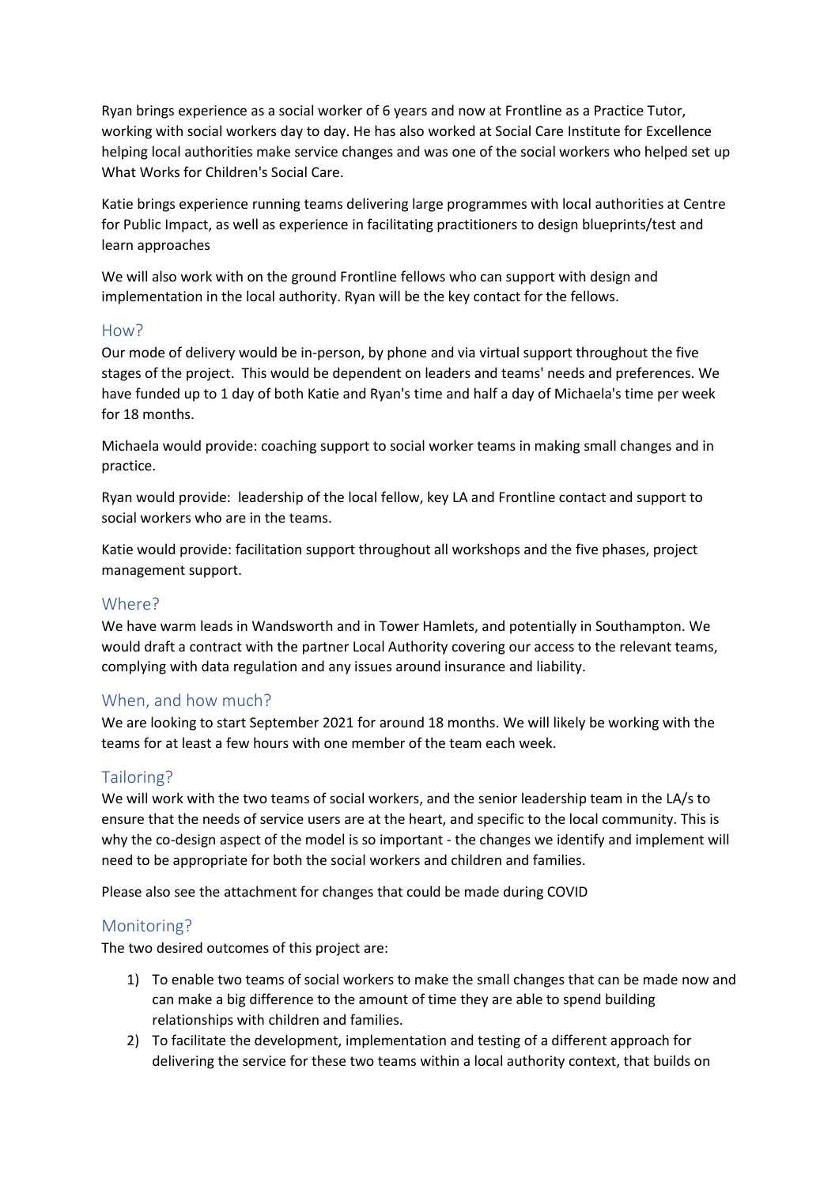Ryan brings experience as a social worker of 6 years and now at Frontline as a Practice Tutor, working with social workers day to day. He has also worked at Social Care Institute for Excellence helping local authorities make service changes and was one of the social workers who helped set up What Works for Children's Social Care.

Katie brings experience running teams delivering large programmes with local authorities at Centre for Public Impact, as well as experience in facilitating practitioners to design blueprints/test and learn approaches

We will also work with on the ground Frontline fellows who can support with design and implementation in the local authority. Ryan will be the key contact for the fellows.

## How?

Our mode of delivery would be in-person, by phone and via virtual support throughout the five stages of the project. This would be dependent on leaders and teams' needs and preferences. We have funded up to 1 day of both Katie and Ryan's time and half a day of Michaela's time per week for 18 months.

Michaela would provide: coaching support to social worker teams in making small changes and in practice.

Ryan would provide: leadership of the local fellow, key LA and Frontline contact and support to social workers who are in the teams.

Katie would provide: facilitation support throughout all workshops and the five phases, project management support.

## Where?

We have warm leads in Wandsworth and in Tower Hamlets, and potentially in Southampton. We would draft a contract with the partner Local Authority covering our access to the relevant teams, complying with data regulation and any issues around insurance and liability.

## When, and how much?

We are looking to start September 2021 for around 18 months. We will likely be working with the teams for at least a few hours with one member of the team each week.

## Tailoring?

We will work with the two teams of social workers, and the senior leadership team in the LA/s to ensure that the needs of service users are at the heart, and specific to the local community. This is why the co-design aspect of the model is so important - the changes we identify and implement will need to be appropriate for both the social workers and children and families.

Please also see the attachment for changes that could be made during COVID

## Monitoring?

The two desired outcomes of this project are:

1) To enable two teams of social workers to make the small changes that can be made now and can make a big difference to the amount of time they are able to spend building relationships with children and families.
2) To facilitate the development, implementation and testing of a different approach for delivering the service for these two teams within a local authority context, that builds on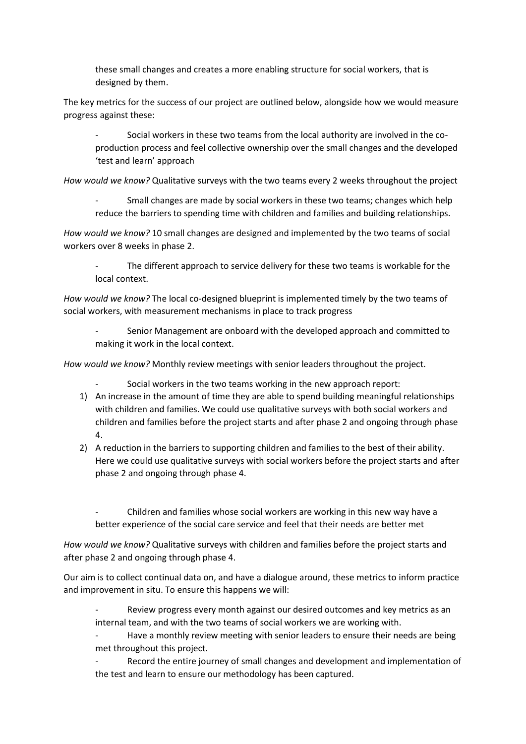these small changes and creates a more enabling structure for social workers, that is designed by them.

The key metrics for the success of our project are outlined below, alongside how we would measure progress against these:

- Social workers in these two teams from the local authority are involved in the co-production process and feel collective ownership over the small changes and the developed 'test and learn' approach

*How would we know?* Qualitative surveys with the two teams every 2 weeks throughout the project

- Small changes are made by social workers in these two teams; changes which help reduce the barriers to spending time with children and families and building relationships.

*How would we know?* 10 small changes are designed and implemented by the two teams of social workers over 8 weeks in phase 2.

- The different approach to service delivery for these two teams is workable for the local context.

*How would we know?* The local co-designed blueprint is implemented timely by the two teams of social workers, with measurement mechanisms in place to track progress

- Senior Management are onboard with the developed approach and committed to making it work in the local context.

*How would we know?* Monthly review meetings with senior leaders throughout the project.

- Social workers in the two teams working in the new approach report:

1) An increase in the amount of time they are able to spend building meaningful relationships with children and families. We could use qualitative surveys with both social workers and children and families before the project starts and after phase 2 and ongoing through phase 4.
2) A reduction in the barriers to supporting children and families to the best of their ability. Here we could use qualitative surveys with social workers before the project starts and after phase 2 and ongoing through phase 4.

- Children and families whose social workers are working in this new way have a better experience of the social care service and feel that their needs are better met

*How would we know?* Qualitative surveys with children and families before the project starts and after phase 2 and ongoing through phase 4.

Our aim is to collect continual data on, and have a dialogue around, these metrics to inform practice and improvement in situ. To ensure this happens we will:

- Review progress every month against our desired outcomes and key metrics as an internal team, and with the two teams of social workers we are working with.
- Have a monthly review meeting with senior leaders to ensure their needs are being met throughout this project.
- Record the entire journey of small changes and development and implementation of the test and learn to ensure our methodology has been captured.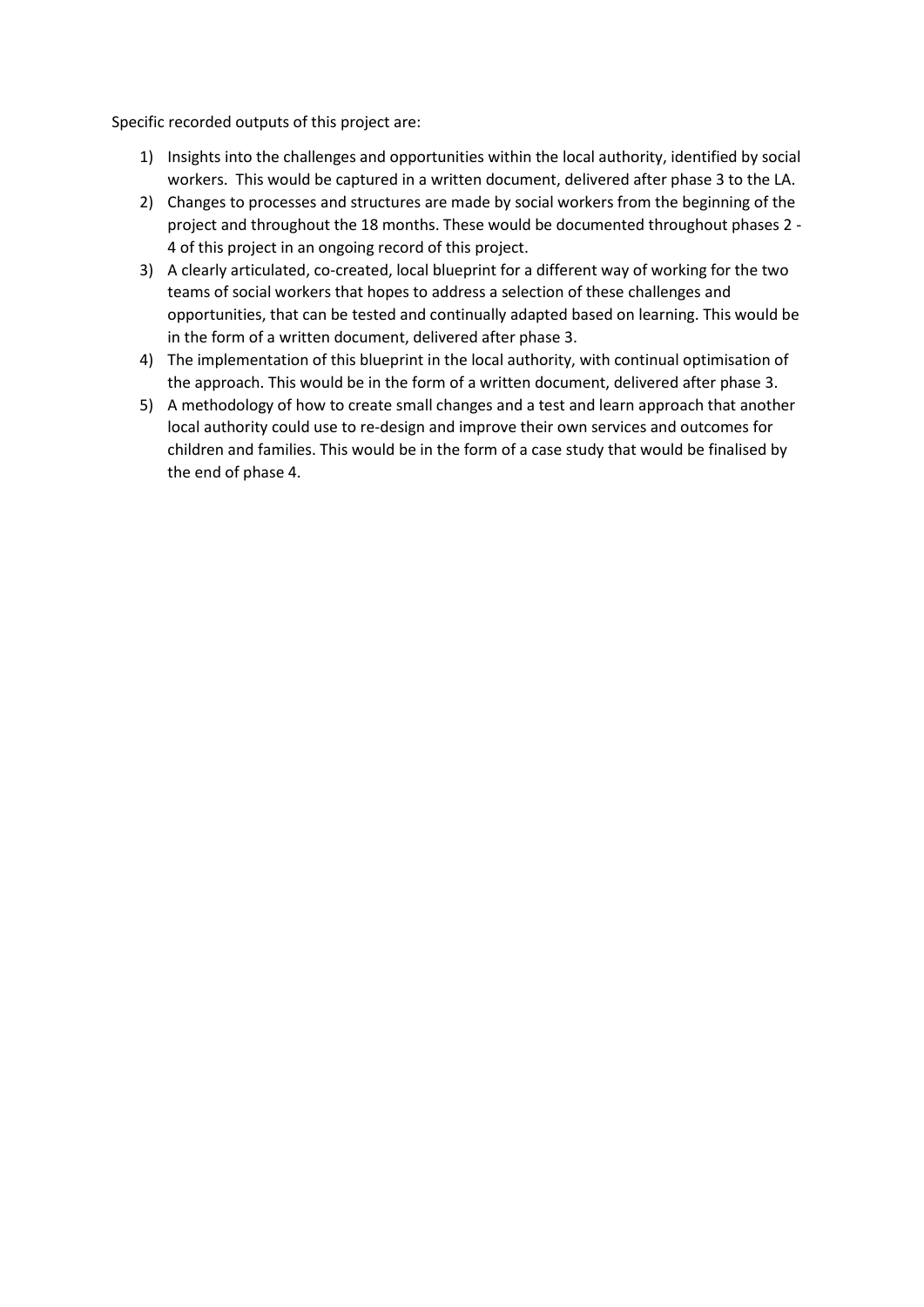Specific recorded outputs of this project are:

1) Insights into the challenges and opportunities within the local authority, identified by social workers. This would be captured in a written document, delivered after phase 3 to the LA.
2) Changes to processes and structures are made by social workers from the beginning of the project and throughout the 18 months. These would be documented throughout phases 2 - 4 of this project in an ongoing record of this project.
3) A clearly articulated, co-created, local blueprint for a different way of working for the two teams of social workers that hopes to address a selection of these challenges and opportunities, that can be tested and continually adapted based on learning. This would be in the form of a written document, delivered after phase 3.
4) The implementation of this blueprint in the local authority, with continual optimisation of the approach. This would be in the form of a written document, delivered after phase 3.
5) A methodology of how to create small changes and a test and learn approach that another local authority could use to re-design and improve their own services and outcomes for children and families. This would be in the form of a case study that would be finalised by the end of phase 4.